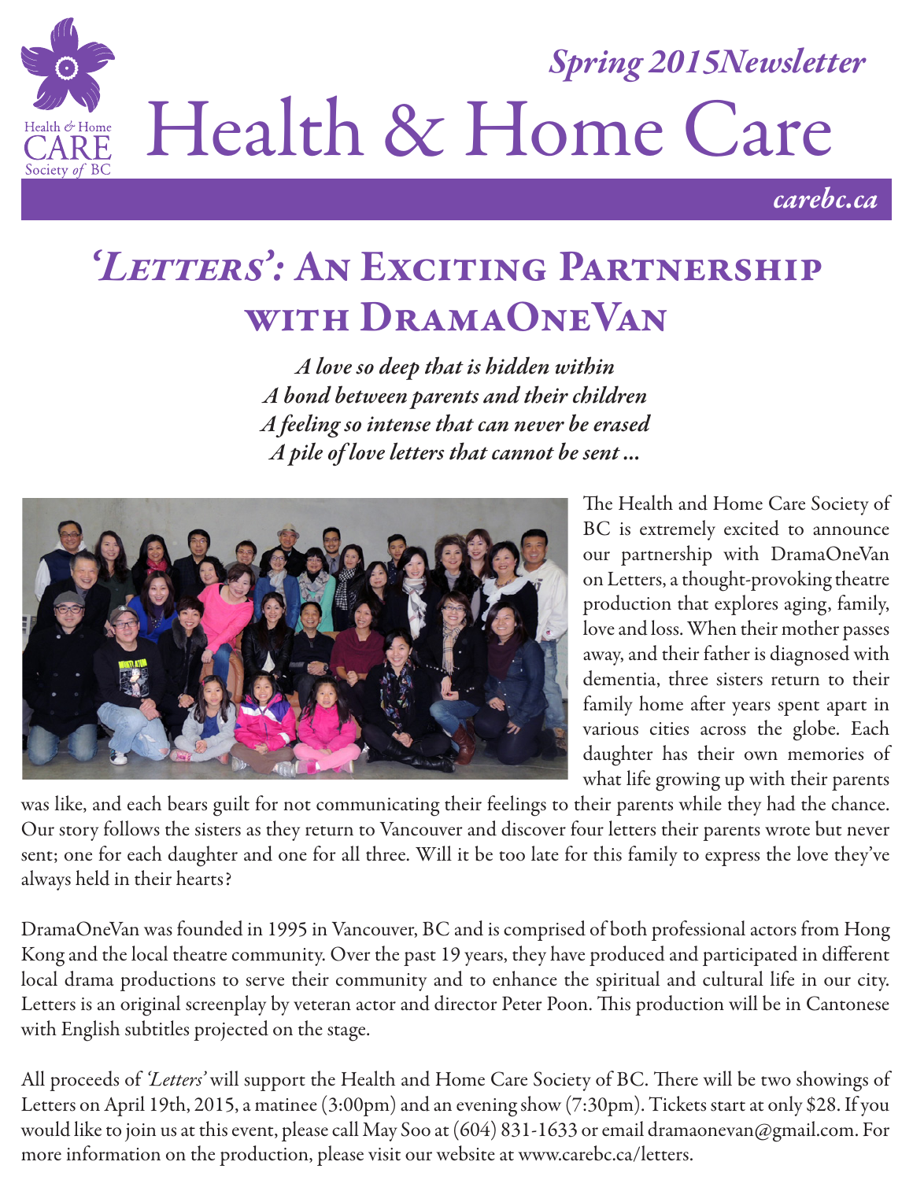*Spring 2015Newsletter*

# Health & Home Care

*carebc.ca*

## *'Letters'*: An Exciting Partnership with DramaOneVan

*A love so deep that is hidden within*
*A bond between parents and their children*
*A feeling so intense that can never be erased*
*A pile of love letters that cannot be sent ...*

The Health and Home Care Society of BC is extremely excited to announce our partnership with DramaOneVan on Letters, a thought-provoking theatre production that explores aging, family, love and loss. When their mother passes away, and their father is diagnosed with dementia, three sisters return to their family home after years spent apart in various cities across the globe. Each daughter has their own memories of what life growing up with their parents was like, and each bears guilt for not communicating their feelings to their parents while they had the chance. Our story follows the sisters as they return to Vancouver and discover four letters their parents wrote but never sent; one for each daughter and one for all three. Will it be too late for this family to express the love they've always held in their hearts?

DramaOneVan was founded in 1995 in Vancouver, BC and is comprised of both professional actors from Hong Kong and the local theatre community. Over the past 19 years, they have produced and participated in different local drama productions to serve their community and to enhance the spiritual and cultural life in our city. Letters is an original screenplay by veteran actor and director Peter Poon. This production will be in Cantonese with English subtitles projected on the stage.

All proceeds of *'Letters'* will support the Health and Home Care Society of BC. There will be two showings of Letters on April 19th, 2015, a matinee (3:00pm) and an evening show (7:30pm). Tickets start at only $28. If you would like to join us at this event, please call May Soo at (604) 831-1633 or email dramaonevan@gmail.com. For more information on the production, please visit our website at www.carebc.ca/letters.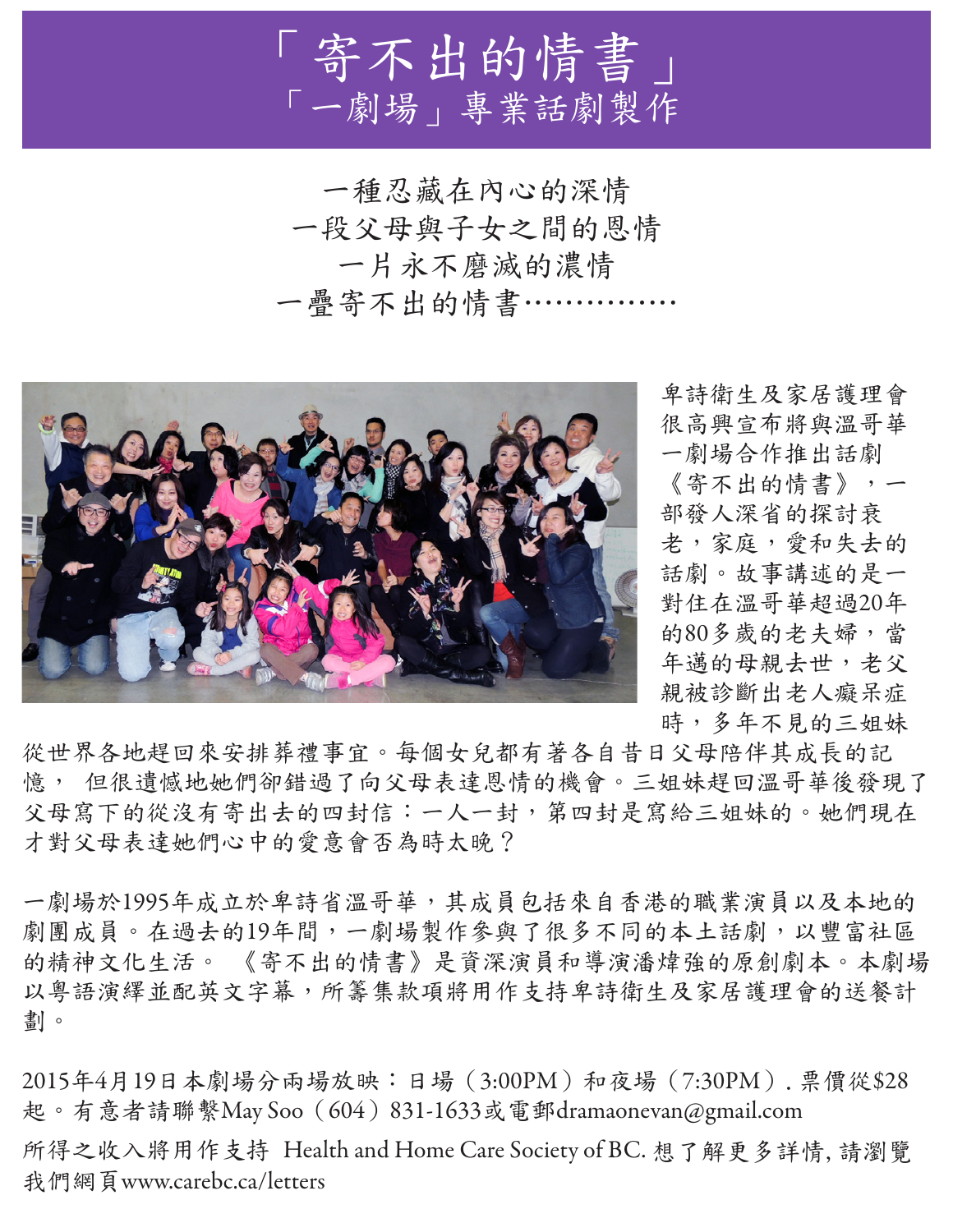# 「寄不出的情書」
## 「一劇場」專業話劇製作

一種忍藏在內心的深情
一段父母與子女之間的恩情
一片永不磨滅的濃情
一疊寄不出的情書……………

卑詩衛生及家居護理會很高興宣布將與溫哥華一劇場合作推出話劇《寄不出的情書》，一部發人深省的探討衰老，家庭，愛和失去的話劇。故事講述的是一對住在溫哥華超過20年的80多歲的老夫婦，當年邁的母親去世，老父親被診斷出老人癡呆症時，多年不見的三姐妹從世界各地趕回來安排葬禮事宜。每個女兒都有著各自昔日父母陪伴其成長的記憶， 但很遺憾地她們卻錯過了向父母表達恩情的機會。三姐妹趕回溫哥華後發現了父母寫下的從沒有寄出去的四封信：一人一封，第四封是寫給三姐妹的。她們現在才對父母表達她們心中的愛意會否為時太晚？

一劇場於1995年成立於卑詩省溫哥華，其成員包括來自香港的職業演員以及本地的劇團成員。在過去的19年間，一劇場製作參與了很多不同的本土話劇，以豐富社區的精神文化生活。 《寄不出的情書》是資深演員和導演潘煒強的原創劇本。本劇場以粵語演繹並配英文字幕，所籌集款項將用作支持卑詩衛生及家居護理會的送餐計劃。

2015年4月19日本劇場分兩場放映：日場（3:00PM）和夜場（7:30PM）. 票價從$28起。有意者請聯繫May Soo（604）831-1633或電郵dramaonevan@gmail.com

所得之收入將用作支持 Health and Home Care Society of BC. 想了解更多詳情, 請瀏覽我們網頁www.carebc.ca/letters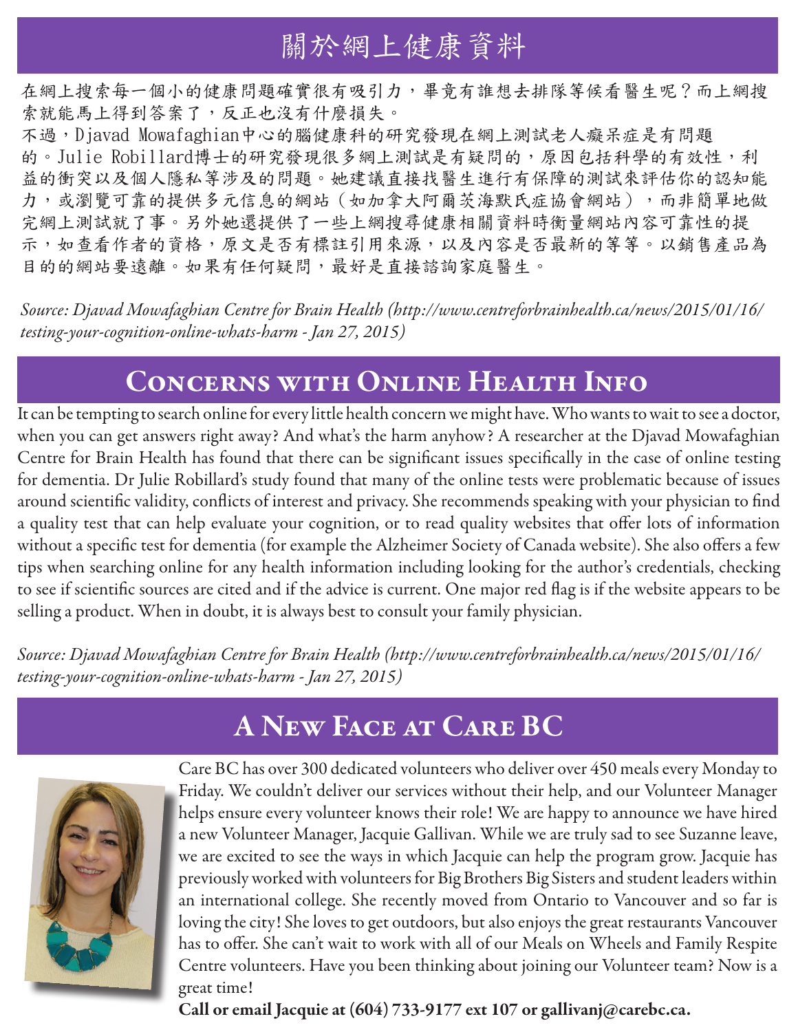## 關於網上健康資料

在網上搜索每一個小的健康問題確實很有吸引力，畢竟有誰想去排隊等候看醫生呢？而上網搜索就能馬上得到答案了，反正也沒有什麼損失。

不過，Djavad Mowafaghian中心的腦健康科的研究發現在網上測試老人癡呆症是有問題的。Julie Robillard博士的研究發現很多網上測試是有疑問的，原因包括科學的有效性，利益的衝突以及個人隱私等涉及的問題。她建議直接找醫生進行有保障的測試來評估你的認知能力，或瀏覽可靠的提供多元信息的網站（如加拿大阿爾茨海默氏症協會網站），而非簡單地做完網上測試就了事。另外她還提供了一些上網搜尋健康相關資料時衡量網站內容可靠性的提示，如查看作者的資格，原文是否有標註引用來源，以及內容是否最新的等等。以銷售產品為目的的網站要遠離。如果有任何疑問，最好是直接諮詢家庭醫生。

*Source: Djavad Mowafaghian Centre for Brain Health (http://www.centreforbrainhealth.ca/news/2015/01/16/testing-your-cognition-online-whats-harm - Jan 27, 2015)*

## Concerns with Online Health Info

It can be tempting to search online for every little health concern we might have. Who wants to wait to see a doctor, when you can get answers right away? And what's the harm anyhow? A researcher at the Djavad Mowafaghian Centre for Brain Health has found that there can be significant issues specifically in the case of online testing for dementia. Dr Julie Robillard's study found that many of the online tests were problematic because of issues around scientific validity, conflicts of interest and privacy. She recommends speaking with your physician to find a quality test that can help evaluate your cognition, or to read quality websites that offer lots of information without a specific test for dementia (for example the Alzheimer Society of Canada website). She also offers a few tips when searching online for any health information including looking for the author's credentials, checking to see if scientific sources are cited and if the advice is current. One major red flag is if the website appears to be selling a product. When in doubt, it is always best to consult your family physician.

*Source: Djavad Mowafaghian Centre for Brain Health (http://www.centreforbrainhealth.ca/news/2015/01/16/testing-your-cognition-online-whats-harm - Jan 27, 2015)*

## A New Face at Care BC

Care BC has over 300 dedicated volunteers who deliver over 450 meals every Monday to Friday. We couldn't deliver our services without their help, and our Volunteer Manager helps ensure every volunteer knows their role! We are happy to announce we have hired a new Volunteer Manager, Jacquie Gallivan. While we are truly sad to see Suzanne leave, we are excited to see the ways in which Jacquie can help the program grow. Jacquie has previously worked with volunteers for Big Brothers Big Sisters and student leaders within an international college. She recently moved from Ontario to Vancouver and so far is loving the city! She loves to get outdoors, but also enjoys the great restaurants Vancouver has to offer. She can't wait to work with all of our Meals on Wheels and Family Respite Centre volunteers. Have you been thinking about joining our Volunteer team? Now is a great time!

**Call or email Jacquie at (604) 733-9177 ext 107 or gallivanj@carebc.ca.**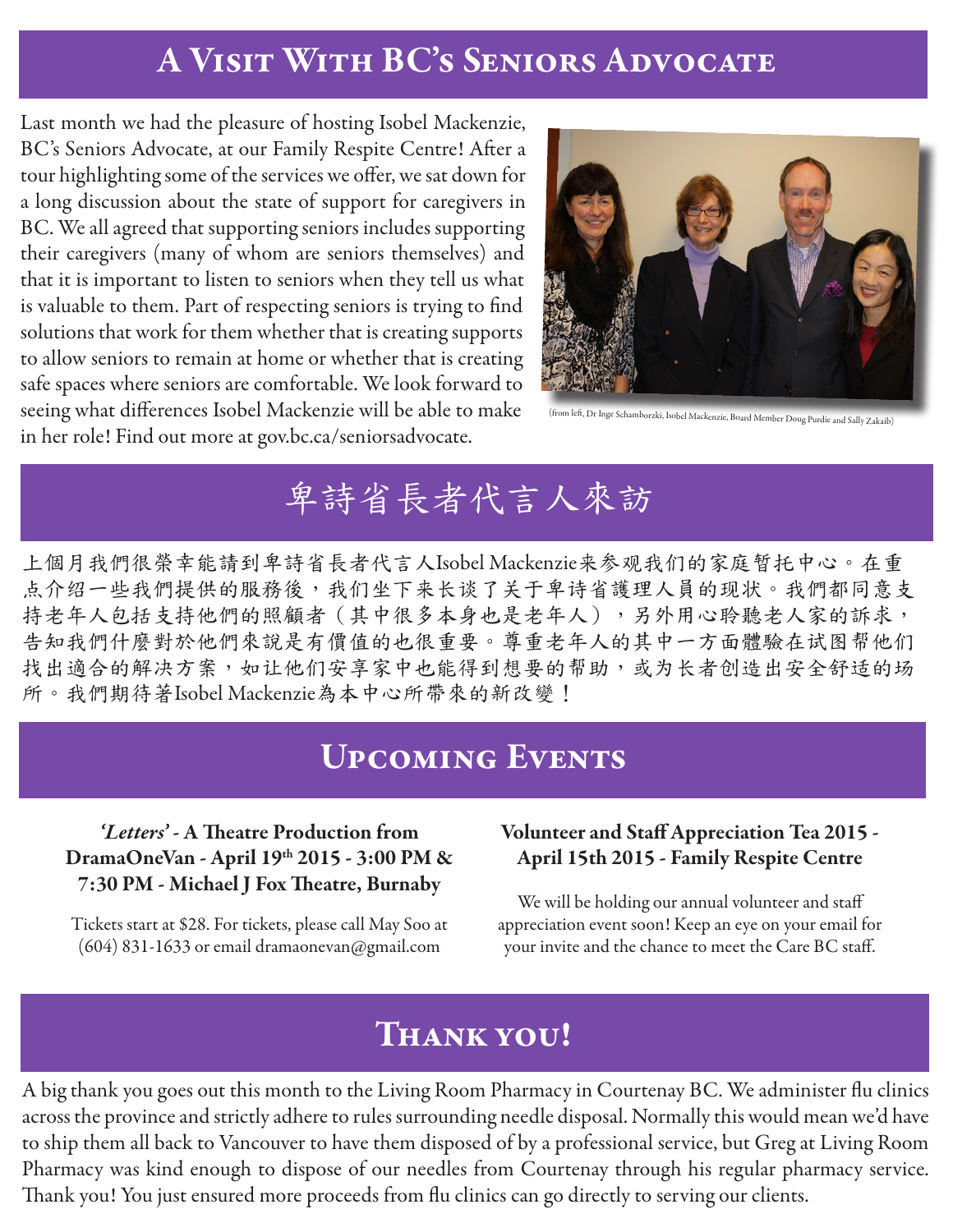## A Visit With BC's Seniors Advocate

Last month we had the pleasure of hosting Isobel Mackenzie, BC's Seniors Advocate, at our Family Respite Centre! After a tour highlighting some of the services we offer, we sat down for a long discussion about the state of support for caregivers in BC. We all agreed that supporting seniors includes supporting their caregivers (many of whom are seniors themselves) and that it is important to listen to seniors when they tell us what is valuable to them. Part of respecting seniors is trying to find solutions that work for them whether that is creating supports to allow seniors to remain at home or whether that is creating safe spaces where seniors are comfortable. We look forward to seeing what differences Isobel Mackenzie will be able to make in her role! Find out more at gov.bc.ca/seniorsadvocate.

(from left, Dr Inge Schamborzki, Isobel Mackenzie, Board Member Doug Purdie and Sally Zakaib)

## 卑詩省長者代言人來訪

上個月我們很榮幸能請到卑詩省長者代言人Isobel Mackenzie来参观我們的家庭暂托中心。在重点介绍一些我們提供的服務後，我們坐下来长谈了关于卑诗省護理人員的现状。我們都同意支持老年人包括支持他們的照顧者（其中很多本身也是老年人），另外用心聆聽老人家的訴求，告知我們什麼對於他們來說是有價值的也很重要。尊重老年人的其中一方面體驗在试图帮他们找出適合的解决方案，如让他们安享家中也能得到想要的帮助，或为长者创造出安全舒适的场所。我們期待著Isobel Mackenzie為本中心所帶來的新改變！

## Upcoming Events

**'*Letters*' - A Theatre Production from DramaOneVan - April 19th 2015 - 3:00 PM & 7:30 PM - Michael J Fox Theatre, Burnaby**

Tickets start at $28. For tickets, please call May Soo at (604) 831-1633 or email dramaonevan@gmail.com

**Volunteer and Staff Appreciation Tea 2015 - April 15th 2015 - Family Respite Centre**

We will be holding our annual volunteer and staff appreciation event soon! Keep an eye on your email for your invite and the chance to meet the Care BC staff.

## Thank you!

A big thank you goes out this month to the Living Room Pharmacy in Courtenay BC. We administer flu clinics across the province and strictly adhere to rules surrounding needle disposal. Normally this would mean we'd have to ship them all back to Vancouver to have them disposed of by a professional service, but Greg at Living Room Pharmacy was kind enough to dispose of our needles from Courtenay through his regular pharmacy service. Thank you! You just ensured more proceeds from flu clinics can go directly to serving our clients.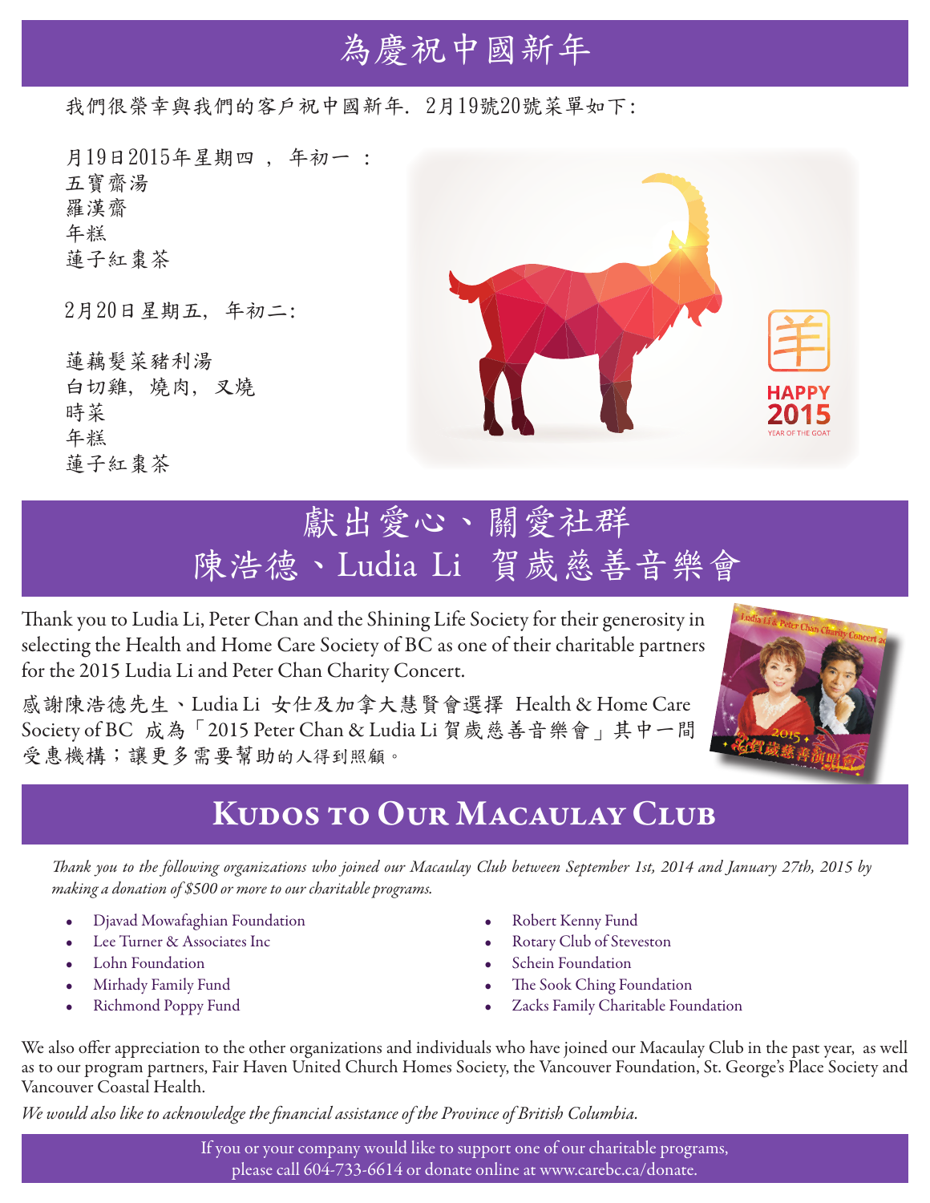# 為慶祝中國新年

我們很榮幸與我們的客戶祝中國新年. 2月19號20號菜單如下:

月19日2015年星期四 , 年初一 :
五寶齋湯
羅漢齋
年糕
蓮子紅棗茶

2月20日星期五, 年初二:

蓮藕髮菜豬利湯
白切雞, 燒肉, 叉燒
時菜
年糕
蓮子紅棗茶

# 獻出愛心、關愛社群
# 陳浩德、Ludia Li 賀歲慈善音樂會

Thank you to Ludia Li, Peter Chan and the Shining Life Society for their generosity in selecting the Health and Home Care Society of BC as one of their charitable partners for the 2015 Ludia Li and Peter Chan Charity Concert.

感謝陳浩德先生、Ludia Li 女仕及加拿大慧賢會選擇 Health & Home Care Society of BC 成為「2015 Peter Chan & Ludia Li 賀歲慈善音樂會」其中一間受惠機構;讓更多需要幫助的人得到照顧。

# Kudos to Our Macaulay Club

*Thank you to the following organizations who joined our Macaulay Club between September 1st, 2014 and January 27th, 2015 by making a donation of $500 or more to our charitable programs.*

- Djavad Mowafaghian Foundation
- Lee Turner & Associates Inc
- Lohn Foundation
- Mirhady Family Fund
- Richmond Poppy Fund
- Robert Kenny Fund
- Rotary Club of Steveston
- Schein Foundation
- The Sook Ching Foundation
- Zacks Family Charitable Foundation

We also offer appreciation to the other organizations and individuals who have joined our Macaulay Club in the past year, as well as to our program partners, Fair Haven United Church Homes Society, the Vancouver Foundation, St. George's Place Society and Vancouver Coastal Health.

*We would also like to acknowledge the financial assistance of the Province of British Columbia.*

If you or your company would like to support one of our charitable programs, please call 604-733-6614 or donate online at www.carebc.ca/donate.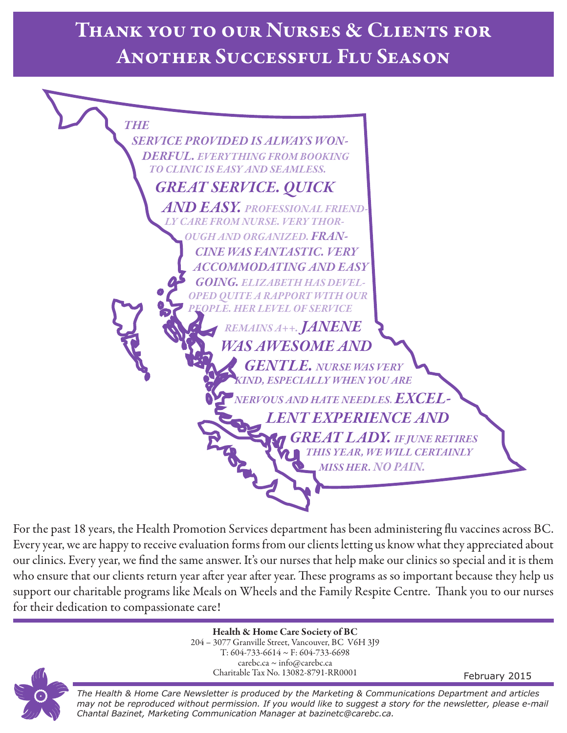# Thank you to our Nurses & Clients for Another Successful Flu Season

*The service provided is always wonderful. Everything from booking to clinic is easy and seamless. Great service. Quick and easy. Professional friendly care from nurse. Very thorough and organized. Francine was fantastic. Very accommodating and easy going. Elizabeth has developed quite a rapport with our people. Her level of service remains A++. Janene was awesome and gentle. Nurse was very kind, especially when you are nervous and hate needles. Excellent experience and great lady. If June retires this year, we will certainly miss her. No pain.*

For the past 18 years, the Health Promotion Services department has been administering flu vaccines across BC. Every year, we are happy to receive evaluation forms from our clients letting us know what they appreciated about our clinics. Every year, we find the same answer. It's our nurses that help make our clinics so special and it is them who ensure that our clients return year after year after year. These programs as so important because they help us support our charitable programs like Meals on Wheels and the Family Respite Centre. Thank you to our nurses for their dedication to compassionate care!

**Health & Home Care Society of BC**
204 – 3077 Granville Street, Vancouver, BC V6H 3J9
T: 604-733-6614 ~ F: 604-733-6698
carebc.ca ~ info@carebc.ca
Charitable Tax No. 13082-8791-RR0001

February 2015

*The Health & Home Care Newsletter is produced by the Marketing & Communications Department and articles may not be reproduced without permission. If you would like to suggest a story for the newsletter, please e-mail Chantal Bazinet, Marketing Communication Manager at bazinetc@carebc.ca.*